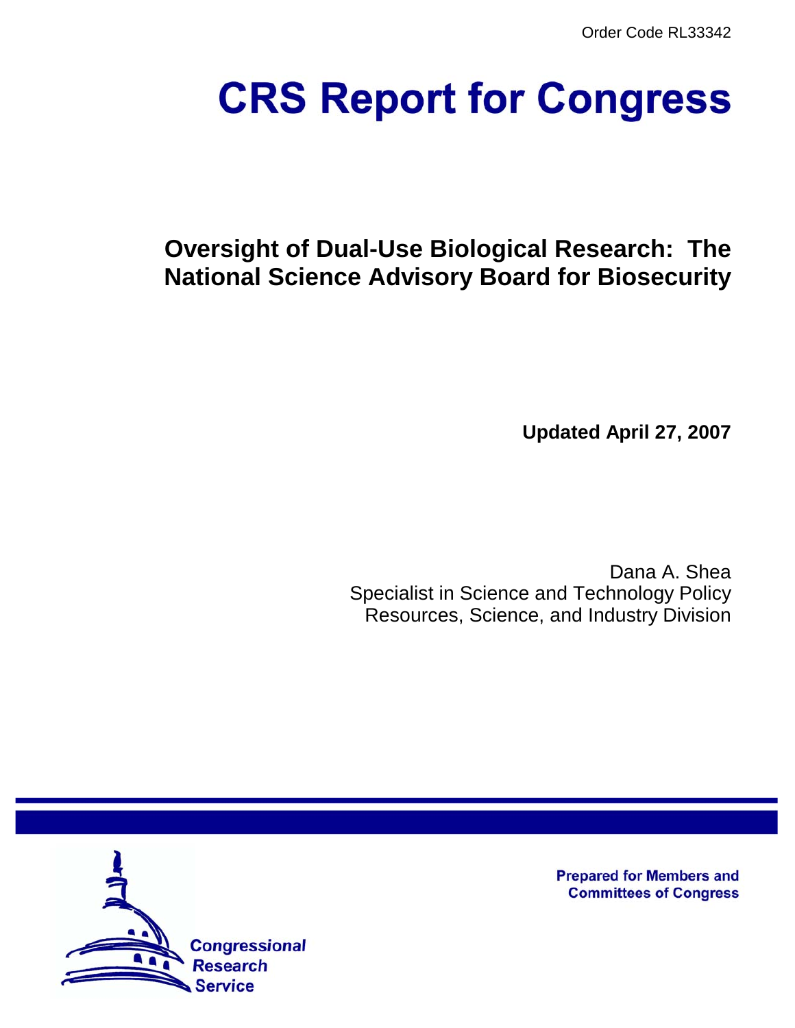Order Code RL33342

# CRS Report for Congress

## Oversight of Dual-Use Biological Research: The National Science Advisory Board for Biosecurity

**Updated April 27, 2007**

Dana A. Shea
Specialist in Science and Technology Policy
Resources, Science, and Industry Division

Prepared for Members and Committees of Congress

Congressional Research Service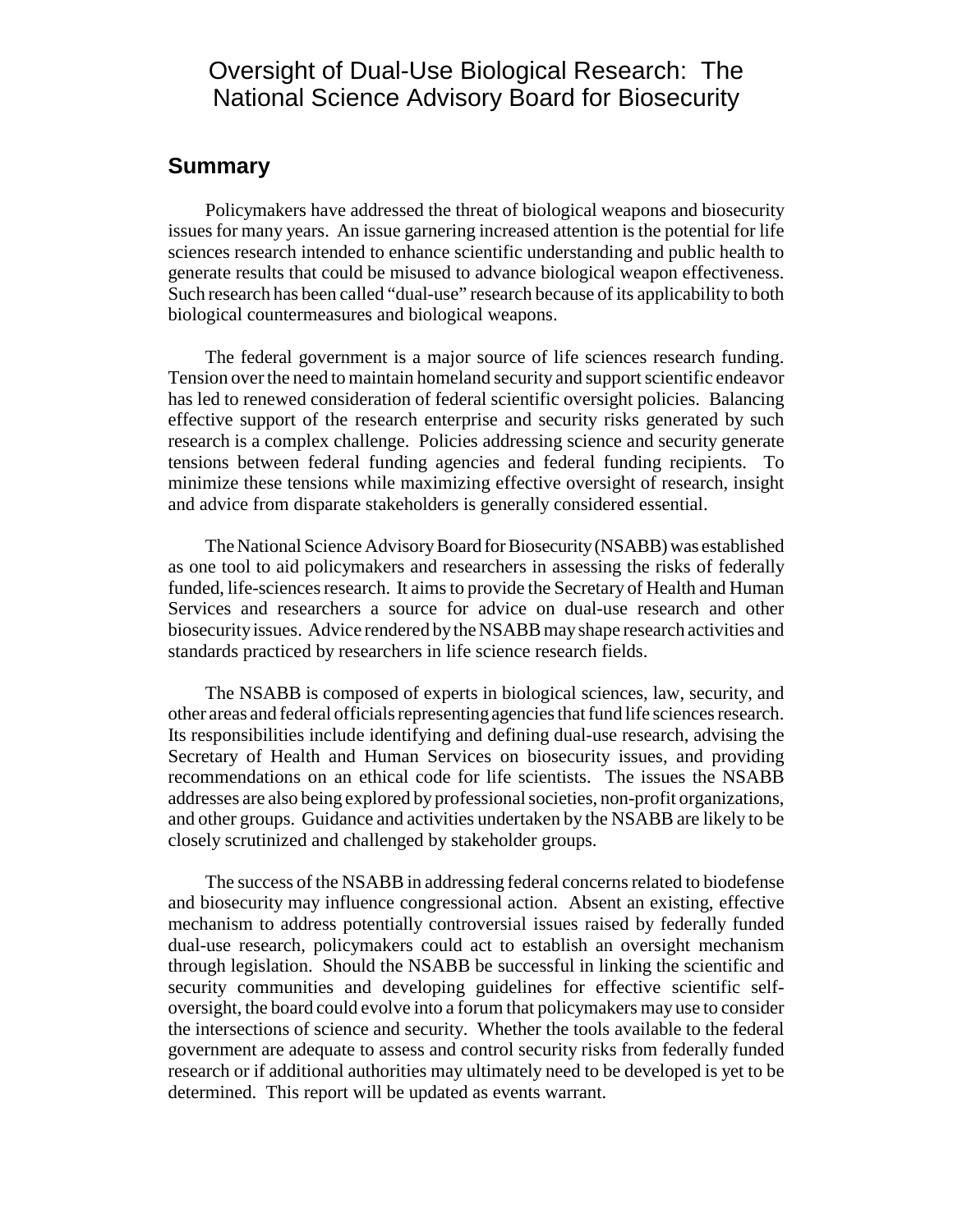# Oversight of Dual-Use Biological Research: The National Science Advisory Board for Biosecurity

## Summary

Policymakers have addressed the threat of biological weapons and biosecurity issues for many years. An issue garnering increased attention is the potential for life sciences research intended to enhance scientific understanding and public health to generate results that could be misused to advance biological weapon effectiveness. Such research has been called "dual-use" research because of its applicability to both biological countermeasures and biological weapons.

The federal government is a major source of life sciences research funding. Tension over the need to maintain homeland security and support scientific endeavor has led to renewed consideration of federal scientific oversight policies. Balancing effective support of the research enterprise and security risks generated by such research is a complex challenge. Policies addressing science and security generate tensions between federal funding agencies and federal funding recipients. To minimize these tensions while maximizing effective oversight of research, insight and advice from disparate stakeholders is generally considered essential.

The National Science Advisory Board for Biosecurity (NSABB) was established as one tool to aid policymakers and researchers in assessing the risks of federally funded, life-sciences research. It aims to provide the Secretary of Health and Human Services and researchers a source for advice on dual-use research and other biosecurity issues. Advice rendered by the NSABB may shape research activities and standards practiced by researchers in life science research fields.

The NSABB is composed of experts in biological sciences, law, security, and other areas and federal officials representing agencies that fund life sciences research. Its responsibilities include identifying and defining dual-use research, advising the Secretary of Health and Human Services on biosecurity issues, and providing recommendations on an ethical code for life scientists. The issues the NSABB addresses are also being explored by professional societies, non-profit organizations, and other groups. Guidance and activities undertaken by the NSABB are likely to be closely scrutinized and challenged by stakeholder groups.

The success of the NSABB in addressing federal concerns related to biodefense and biosecurity may influence congressional action. Absent an existing, effective mechanism to address potentially controversial issues raised by federally funded dual-use research, policymakers could act to establish an oversight mechanism through legislation. Should the NSABB be successful in linking the scientific and security communities and developing guidelines for effective scientific self-oversight, the board could evolve into a forum that policymakers may use to consider the intersections of science and security. Whether the tools available to the federal government are adequate to assess and control security risks from federally funded research or if additional authorities may ultimately need to be developed is yet to be determined. This report will be updated as events warrant.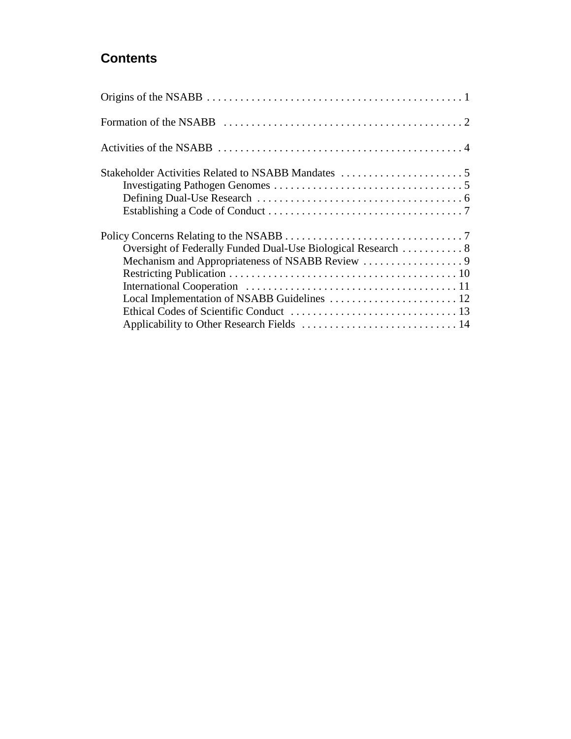## Contents

Origins of the NSABB . . . . . . . . . . . . . . . . . . . . . . . . . . . . . . . . . . . . . . . . . . . . . . 1

Formation of the NSABB . . . . . . . . . . . . . . . . . . . . . . . . . . . . . . . . . . . . . . . . . . . 2

Activities of the NSABB . . . . . . . . . . . . . . . . . . . . . . . . . . . . . . . . . . . . . . . . . . . . 4

Stakeholder Activities Related to NSABB Mandates . . . . . . . . . . . . . . . . . . . . . . 5
- Investigating Pathogen Genomes . . . . . . . . . . . . . . . . . . . . . . . . . . . . . . . . . . 5
- Defining Dual-Use Research . . . . . . . . . . . . . . . . . . . . . . . . . . . . . . . . . . . . . 6
- Establishing a Code of Conduct . . . . . . . . . . . . . . . . . . . . . . . . . . . . . . . . . . . 7

Policy Concerns Relating to the NSABB . . . . . . . . . . . . . . . . . . . . . . . . . . . . . . . 7
- Oversight of Federally Funded Dual-Use Biological Research . . . . . . . . . . . 8
- Mechanism and Appropriateness of NSABB Review . . . . . . . . . . . . . . . . . . 9
- Restricting Publication . . . . . . . . . . . . . . . . . . . . . . . . . . . . . . . . . . . . . . . . . 10
- International Cooperation . . . . . . . . . . . . . . . . . . . . . . . . . . . . . . . . . . . . . . 11
- Local Implementation of NSABB Guidelines . . . . . . . . . . . . . . . . . . . . . . . 12
- Ethical Codes of Scientific Conduct . . . . . . . . . . . . . . . . . . . . . . . . . . . . . . 13
- Applicability to Other Research Fields . . . . . . . . . . . . . . . . . . . . . . . . . . . . 14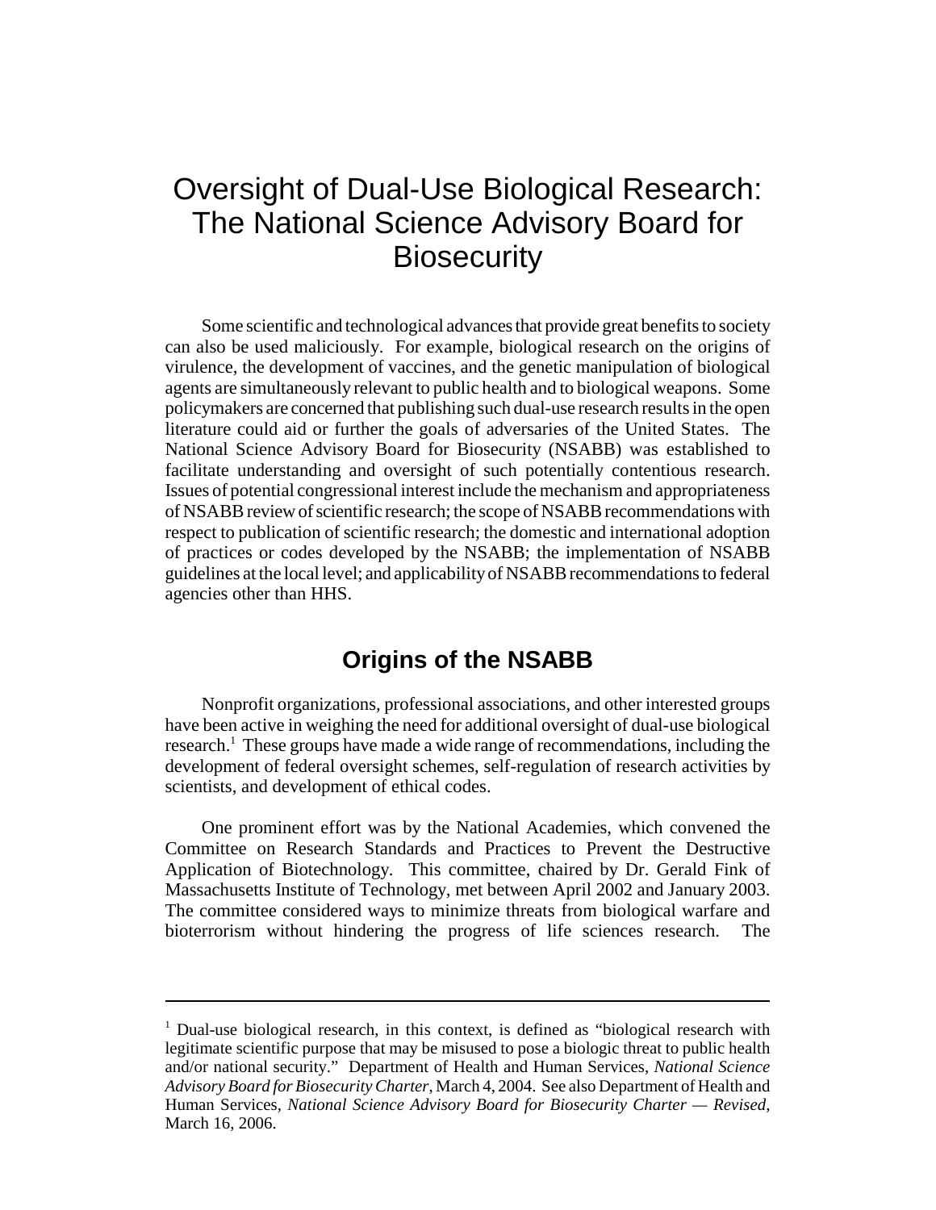# Oversight of Dual-Use Biological Research: The National Science Advisory Board for Biosecurity

Some scientific and technological advances that provide great benefits to society can also be used maliciously. For example, biological research on the origins of virulence, the development of vaccines, and the genetic manipulation of biological agents are simultaneously relevant to public health and to biological weapons. Some policymakers are concerned that publishing such dual-use research results in the open literature could aid or further the goals of adversaries of the United States. The National Science Advisory Board for Biosecurity (NSABB) was established to facilitate understanding and oversight of such potentially contentious research. Issues of potential congressional interest include the mechanism and appropriateness of NSABB review of scientific research; the scope of NSABB recommendations with respect to publication of scientific research; the domestic and international adoption of practices or codes developed by the NSABB; the implementation of NSABB guidelines at the local level; and applicability of NSABB recommendations to federal agencies other than HHS.

## Origins of the NSABB

Nonprofit organizations, professional associations, and other interested groups have been active in weighing the need for additional oversight of dual-use biological research.[1] These groups have made a wide range of recommendations, including the development of federal oversight schemes, self-regulation of research activities by scientists, and development of ethical codes.

One prominent effort was by the National Academies, which convened the Committee on Research Standards and Practices to Prevent the Destructive Application of Biotechnology. This committee, chaired by Dr. Gerald Fink of Massachusetts Institute of Technology, met between April 2002 and January 2003. The committee considered ways to minimize threats from biological warfare and bioterrorism without hindering the progress of life sciences research. The

---

[1] Dual-use biological research, in this context, is defined as "biological research with legitimate scientific purpose that may be misused to pose a biologic threat to public health and/or national security." Department of Health and Human Services, *National Science Advisory Board for Biosecurity Charter*, March 4, 2004. See also Department of Health and Human Services, *National Science Advisory Board for Biosecurity Charter — Revised*, March 16, 2006.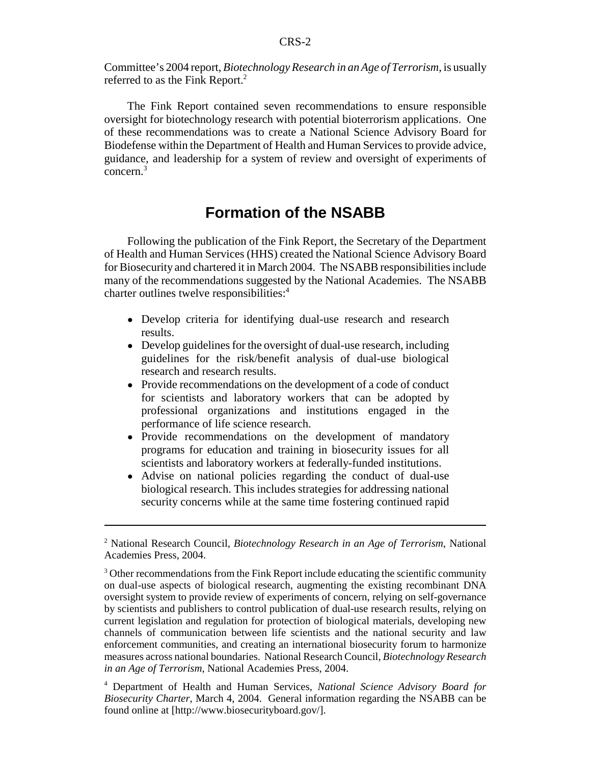Committee's 2004 report, *Biotechnology Research in an Age of Terrorism*, is usually referred to as the Fink Report.[2]

The Fink Report contained seven recommendations to ensure responsible oversight for biotechnology research with potential bioterrorism applications. One of these recommendations was to create a National Science Advisory Board for Biodefense within the Department of Health and Human Services to provide advice, guidance, and leadership for a system of review and oversight of experiments of concern.[3]

## Formation of the NSABB

Following the publication of the Fink Report, the Secretary of the Department of Health and Human Services (HHS) created the National Science Advisory Board for Biosecurity and chartered it in March 2004. The NSABB responsibilities include many of the recommendations suggested by the National Academies. The NSABB charter outlines twelve responsibilities:[4]

- Develop criteria for identifying dual-use research and research results.
- Develop guidelines for the oversight of dual-use research, including guidelines for the risk/benefit analysis of dual-use biological research and research results.
- Provide recommendations on the development of a code of conduct for scientists and laboratory workers that can be adopted by professional organizations and institutions engaged in the performance of life science research.
- Provide recommendations on the development of mandatory programs for education and training in biosecurity issues for all scientists and laboratory workers at federally-funded institutions.
- Advise on national policies regarding the conduct of dual-use biological research. This includes strategies for addressing national security concerns while at the same time fostering continued rapid

---

[2] National Research Council, *Biotechnology Research in an Age of Terrorism*, National Academies Press, 2004.

[3] Other recommendations from the Fink Report include educating the scientific community on dual-use aspects of biological research, augmenting the existing recombinant DNA oversight system to provide review of experiments of concern, relying on self-governance by scientists and publishers to control publication of dual-use research results, relying on current legislation and regulation for protection of biological materials, developing new channels of communication between life scientists and the national security and law enforcement communities, and creating an international biosecurity forum to harmonize measures across national boundaries. National Research Council, *Biotechnology Research in an Age of Terrorism*, National Academies Press, 2004.

[4] Department of Health and Human Services, *National Science Advisory Board for Biosecurity Charter*, March 4, 2004. General information regarding the NSABB can be found online at [http://www.biosecurityboard.gov/].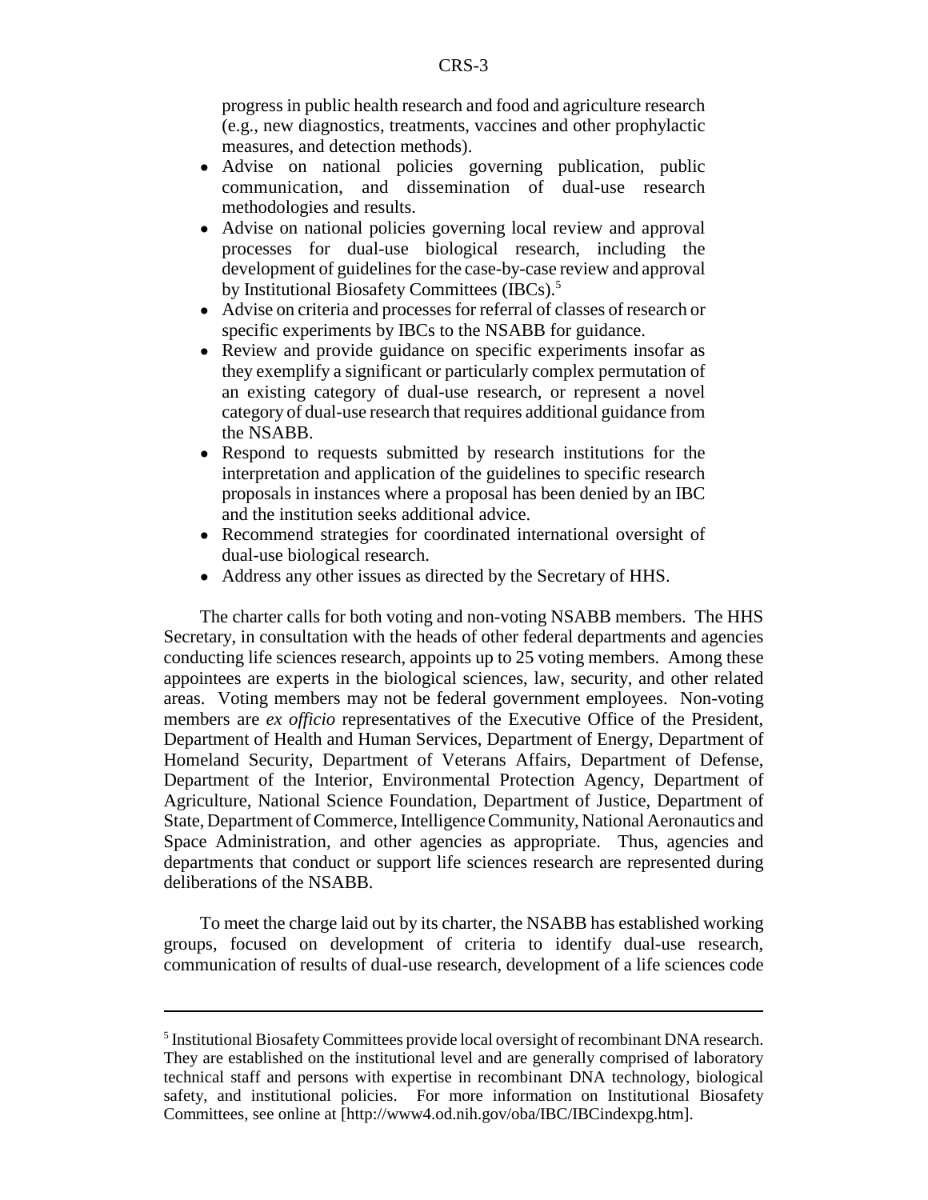progress in public health research and food and agriculture research (e.g., new diagnostics, treatments, vaccines and other prophylactic measures, and detection methods).

- Advise on national policies governing publication, public communication, and dissemination of dual-use research methodologies and results.
- Advise on national policies governing local review and approval processes for dual-use biological research, including the development of guidelines for the case-by-case review and approval by Institutional Biosafety Committees (IBCs).[5]
- Advise on criteria and processes for referral of classes of research or specific experiments by IBCs to the NSABB for guidance.
- Review and provide guidance on specific experiments insofar as they exemplify a significant or particularly complex permutation of an existing category of dual-use research, or represent a novel category of dual-use research that requires additional guidance from the NSABB.
- Respond to requests submitted by research institutions for the interpretation and application of the guidelines to specific research proposals in instances where a proposal has been denied by an IBC and the institution seeks additional advice.
- Recommend strategies for coordinated international oversight of dual-use biological research.
- Address any other issues as directed by the Secretary of HHS.

The charter calls for both voting and non-voting NSABB members. The HHS Secretary, in consultation with the heads of other federal departments and agencies conducting life sciences research, appoints up to 25 voting members. Among these appointees are experts in the biological sciences, law, security, and other related areas. Voting members may not be federal government employees. Non-voting members are *ex officio* representatives of the Executive Office of the President, Department of Health and Human Services, Department of Energy, Department of Homeland Security, Department of Veterans Affairs, Department of Defense, Department of the Interior, Environmental Protection Agency, Department of Agriculture, National Science Foundation, Department of Justice, Department of State, Department of Commerce, Intelligence Community, National Aeronautics and Space Administration, and other agencies as appropriate. Thus, agencies and departments that conduct or support life sciences research are represented during deliberations of the NSABB.

To meet the charge laid out by its charter, the NSABB has established working groups, focused on development of criteria to identify dual-use research, communication of results of dual-use research, development of a life sciences code

---

[5] Institutional Biosafety Committees provide local oversight of recombinant DNA research. They are established on the institutional level and are generally comprised of laboratory technical staff and persons with expertise in recombinant DNA technology, biological safety, and institutional policies. For more information on Institutional Biosafety Committees, see online at [http://www4.od.nih.gov/oba/IBC/IBCindexpg.htm].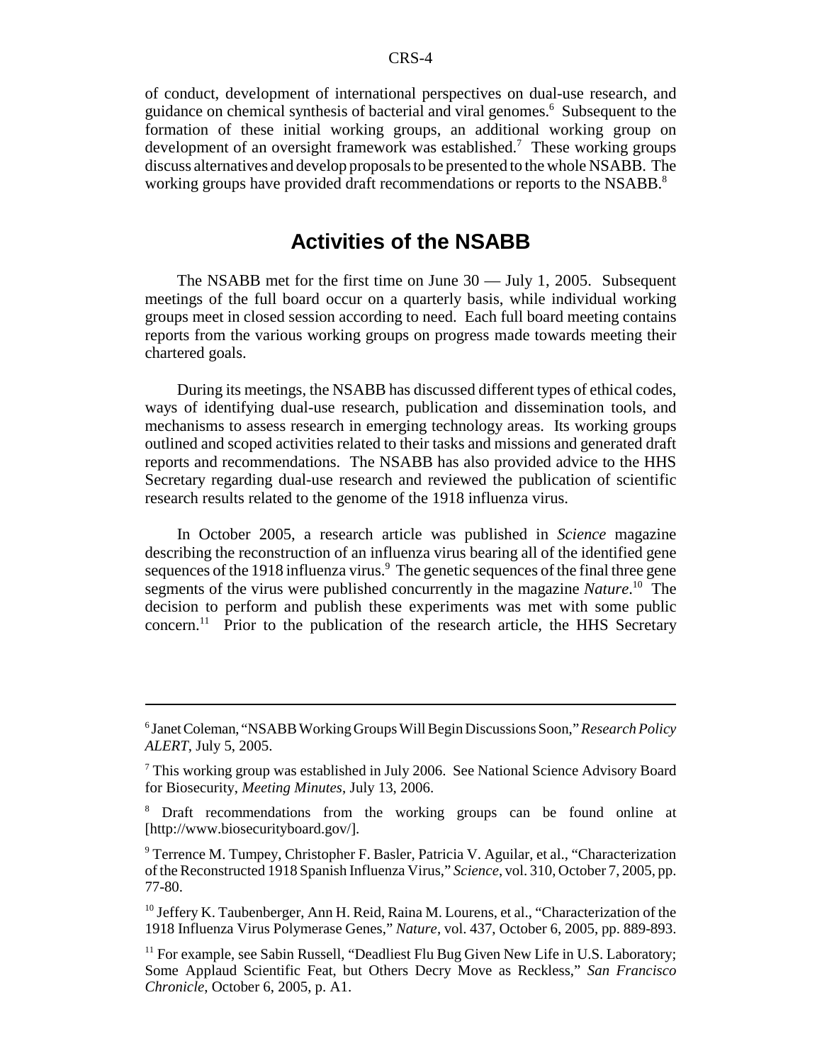of conduct, development of international perspectives on dual-use research, and guidance on chemical synthesis of bacterial and viral genomes.[6] Subsequent to the formation of these initial working groups, an additional working group on development of an oversight framework was established.[7] These working groups discuss alternatives and develop proposals to be presented to the whole NSABB. The working groups have provided draft recommendations or reports to the NSABB.[8]

## Activities of the NSABB

The NSABB met for the first time on June 30 — July 1, 2005. Subsequent meetings of the full board occur on a quarterly basis, while individual working groups meet in closed session according to need. Each full board meeting contains reports from the various working groups on progress made towards meeting their chartered goals.

During its meetings, the NSABB has discussed different types of ethical codes, ways of identifying dual-use research, publication and dissemination tools, and mechanisms to assess research in emerging technology areas. Its working groups outlined and scoped activities related to their tasks and missions and generated draft reports and recommendations. The NSABB has also provided advice to the HHS Secretary regarding dual-use research and reviewed the publication of scientific research results related to the genome of the 1918 influenza virus.

In October 2005, a research article was published in *Science* magazine describing the reconstruction of an influenza virus bearing all of the identified gene sequences of the 1918 influenza virus.[9] The genetic sequences of the final three gene segments of the virus were published concurrently in the magazine *Nature*.[10] The decision to perform and publish these experiments was met with some public concern.[11] Prior to the publication of the research article, the HHS Secretary

---

[6] Janet Coleman, "NSABB Working Groups Will Begin Discussions Soon," *Research Policy ALERT*, July 5, 2005.

[7] This working group was established in July 2006. See National Science Advisory Board for Biosecurity, *Meeting Minutes*, July 13, 2006.

[8] Draft recommendations from the working groups can be found online at [http://www.biosecurityboard.gov/].

[9] Terrence M. Tumpey, Christopher F. Basler, Patricia V. Aguilar, et al., "Characterization of the Reconstructed 1918 Spanish Influenza Virus," *Science*, vol. 310, October 7, 2005, pp. 77-80.

[10] Jeffery K. Taubenberger, Ann H. Reid, Raina M. Lourens, et al., "Characterization of the 1918 Influenza Virus Polymerase Genes," *Nature*, vol. 437, October 6, 2005, pp. 889-893.

[11] For example, see Sabin Russell, "Deadliest Flu Bug Given New Life in U.S. Laboratory; Some Applaud Scientific Feat, but Others Decry Move as Reckless," *San Francisco Chronicle*, October 6, 2005, p. A1.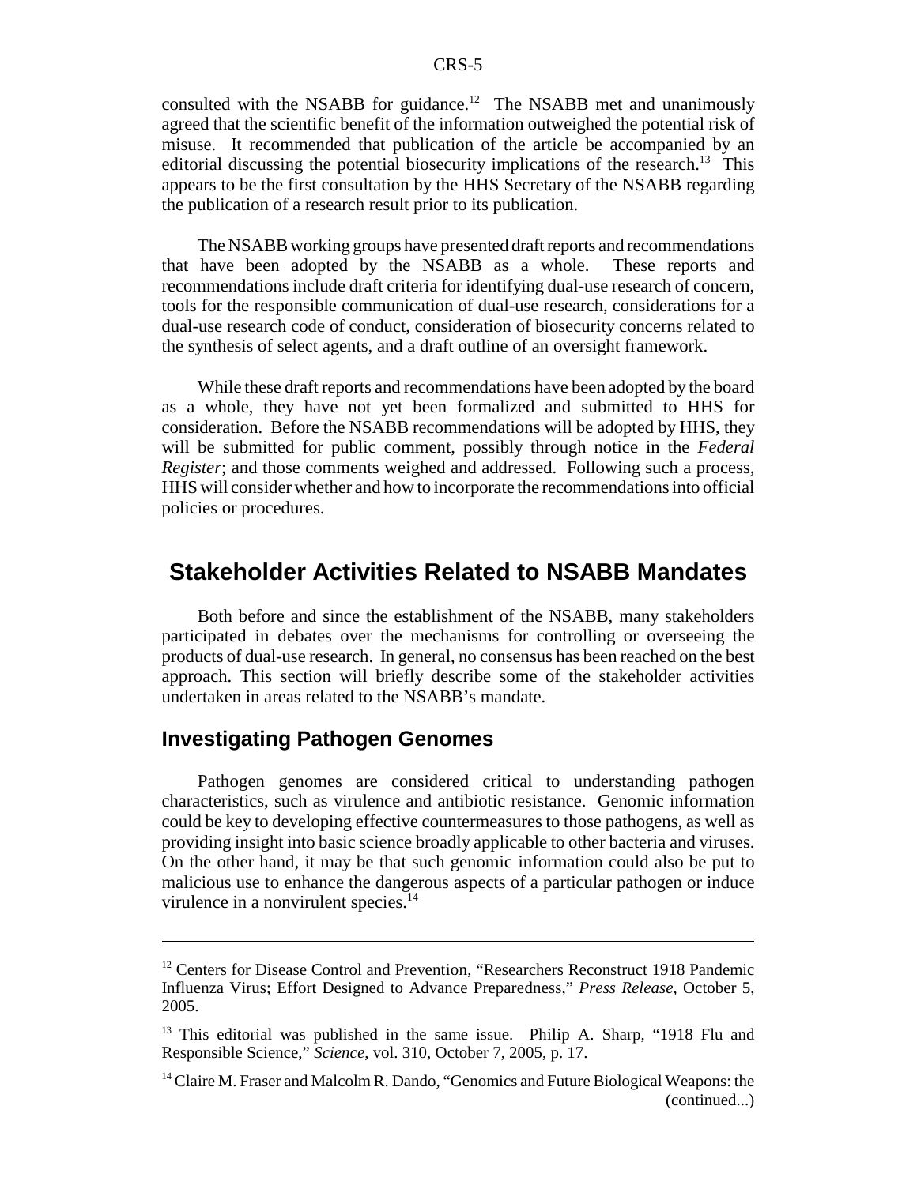consulted with the NSABB for guidance.[12] The NSABB met and unanimously agreed that the scientific benefit of the information outweighed the potential risk of misuse. It recommended that publication of the article be accompanied by an editorial discussing the potential biosecurity implications of the research.[13] This appears to be the first consultation by the HHS Secretary of the NSABB regarding the publication of a research result prior to its publication.

The NSABB working groups have presented draft reports and recommendations that have been adopted by the NSABB as a whole. These reports and recommendations include draft criteria for identifying dual-use research of concern, tools for the responsible communication of dual-use research, considerations for a dual-use research code of conduct, consideration of biosecurity concerns related to the synthesis of select agents, and a draft outline of an oversight framework.

While these draft reports and recommendations have been adopted by the board as a whole, they have not yet been formalized and submitted to HHS for consideration. Before the NSABB recommendations will be adopted by HHS, they will be submitted for public comment, possibly through notice in the *Federal Register*; and those comments weighed and addressed. Following such a process, HHS will consider whether and how to incorporate the recommendations into official policies or procedures.

## Stakeholder Activities Related to NSABB Mandates

Both before and since the establishment of the NSABB, many stakeholders participated in debates over the mechanisms for controlling or overseeing the products of dual-use research. In general, no consensus has been reached on the best approach. This section will briefly describe some of the stakeholder activities undertaken in areas related to the NSABB's mandate.

### Investigating Pathogen Genomes

Pathogen genomes are considered critical to understanding pathogen characteristics, such as virulence and antibiotic resistance. Genomic information could be key to developing effective countermeasures to those pathogens, as well as providing insight into basic science broadly applicable to other bacteria and viruses. On the other hand, it may be that such genomic information could also be put to malicious use to enhance the dangerous aspects of a particular pathogen or induce virulence in a nonvirulent species.[14]

---

[12] Centers for Disease Control and Prevention, "Researchers Reconstruct 1918 Pandemic Influenza Virus; Effort Designed to Advance Preparedness," *Press Release*, October 5, 2005.

[13] This editorial was published in the same issue. Philip A. Sharp, "1918 Flu and Responsible Science," *Science*, vol. 310, October 7, 2005, p. 17.

[14] Claire M. Fraser and Malcolm R. Dando, "Genomics and Future Biological Weapons: the (continued...)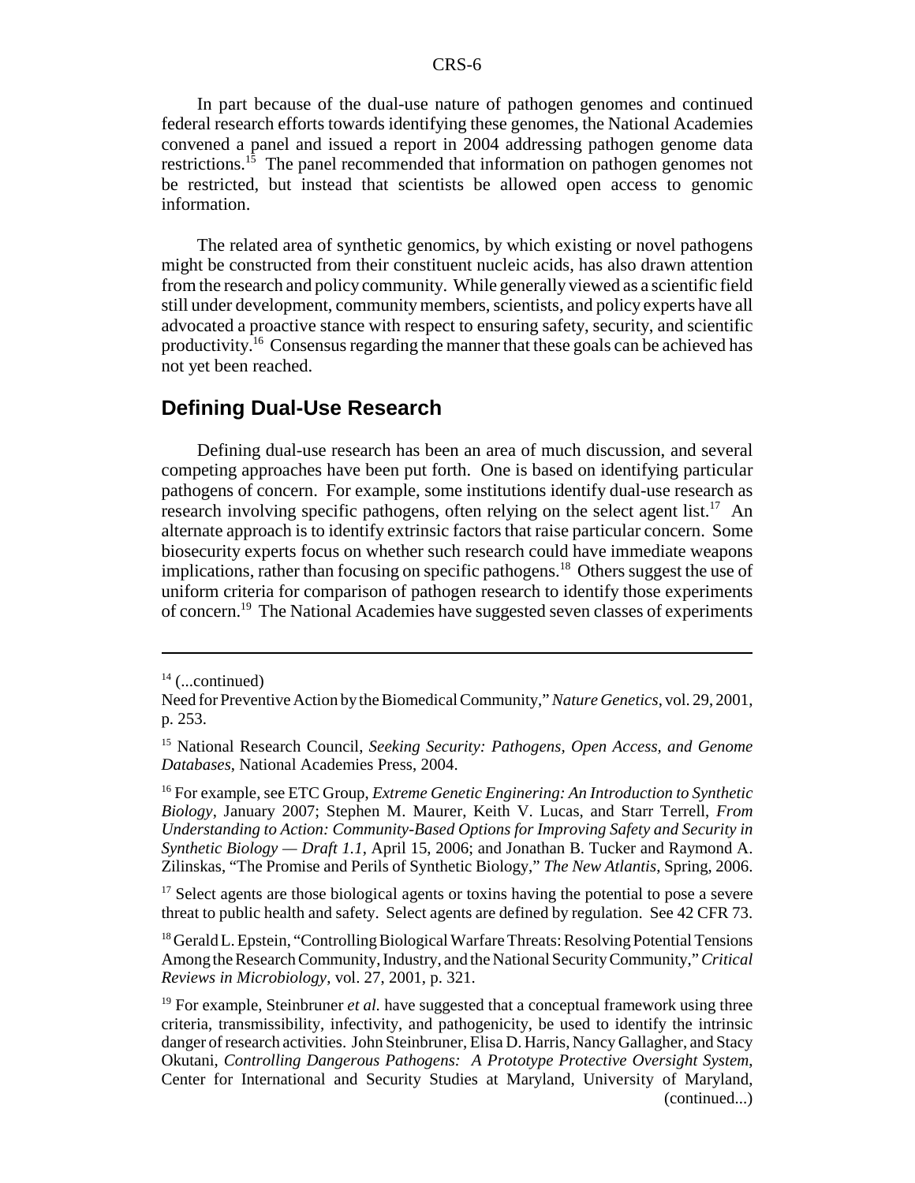In part because of the dual-use nature of pathogen genomes and continued federal research efforts towards identifying these genomes, the National Academies convened a panel and issued a report in 2004 addressing pathogen genome data restrictions.[15] The panel recommended that information on pathogen genomes not be restricted, but instead that scientists be allowed open access to genomic information.

The related area of synthetic genomics, by which existing or novel pathogens might be constructed from their constituent nucleic acids, has also drawn attention from the research and policy community. While generally viewed as a scientific field still under development, community members, scientists, and policy experts have all advocated a proactive stance with respect to ensuring safety, security, and scientific productivity.[16] Consensus regarding the manner that these goals can be achieved has not yet been reached.

## Defining Dual-Use Research

Defining dual-use research has been an area of much discussion, and several competing approaches have been put forth. One is based on identifying particular pathogens of concern. For example, some institutions identify dual-use research as research involving specific pathogens, often relying on the select agent list.[17] An alternate approach is to identify extrinsic factors that raise particular concern. Some biosecurity experts focus on whether such research could have immediate weapons implications, rather than focusing on specific pathogens.[18] Others suggest the use of uniform criteria for comparison of pathogen research to identify those experiments of concern.[19] The National Academies have suggested seven classes of experiments

---

[14] (...continued)
Need for Preventive Action by the Biomedical Community," *Nature Genetics*, vol. 29, 2001, p. 253.

[15] National Research Council, *Seeking Security: Pathogens, Open Access, and Genome Databases*, National Academies Press, 2004.

[16] For example, see ETC Group, *Extreme Genetic Engineering: An Introduction to Synthetic Biology*, January 2007; Stephen M. Maurer, Keith V. Lucas, and Starr Terrell, *From Understanding to Action: Community-Based Options for Improving Safety and Security in Synthetic Biology — Draft 1.1*, April 15, 2006; and Jonathan B. Tucker and Raymond A. Zilinskas, "The Promise and Perils of Synthetic Biology," *The New Atlantis*, Spring, 2006.

[17] Select agents are those biological agents or toxins having the potential to pose a severe threat to public health and safety. Select agents are defined by regulation. See 42 CFR 73.

[18] Gerald L. Epstein, "Controlling Biological Warfare Threats: Resolving Potential Tensions Among the Research Community, Industry, and the National Security Community," *Critical Reviews in Microbiology*, vol. 27, 2001, p. 321.

[19] For example, Steinbruner *et al.* have suggested that a conceptual framework using three criteria, transmissibility, infectivity, and pathogenicity, be used to identify the intrinsic danger of research activities. John Steinbruner, Elisa D. Harris, Nancy Gallagher, and Stacy Okutani, *Controlling Dangerous Pathogens: A Prototype Protective Oversight System*, Center for International and Security Studies at Maryland, University of Maryland, (continued...)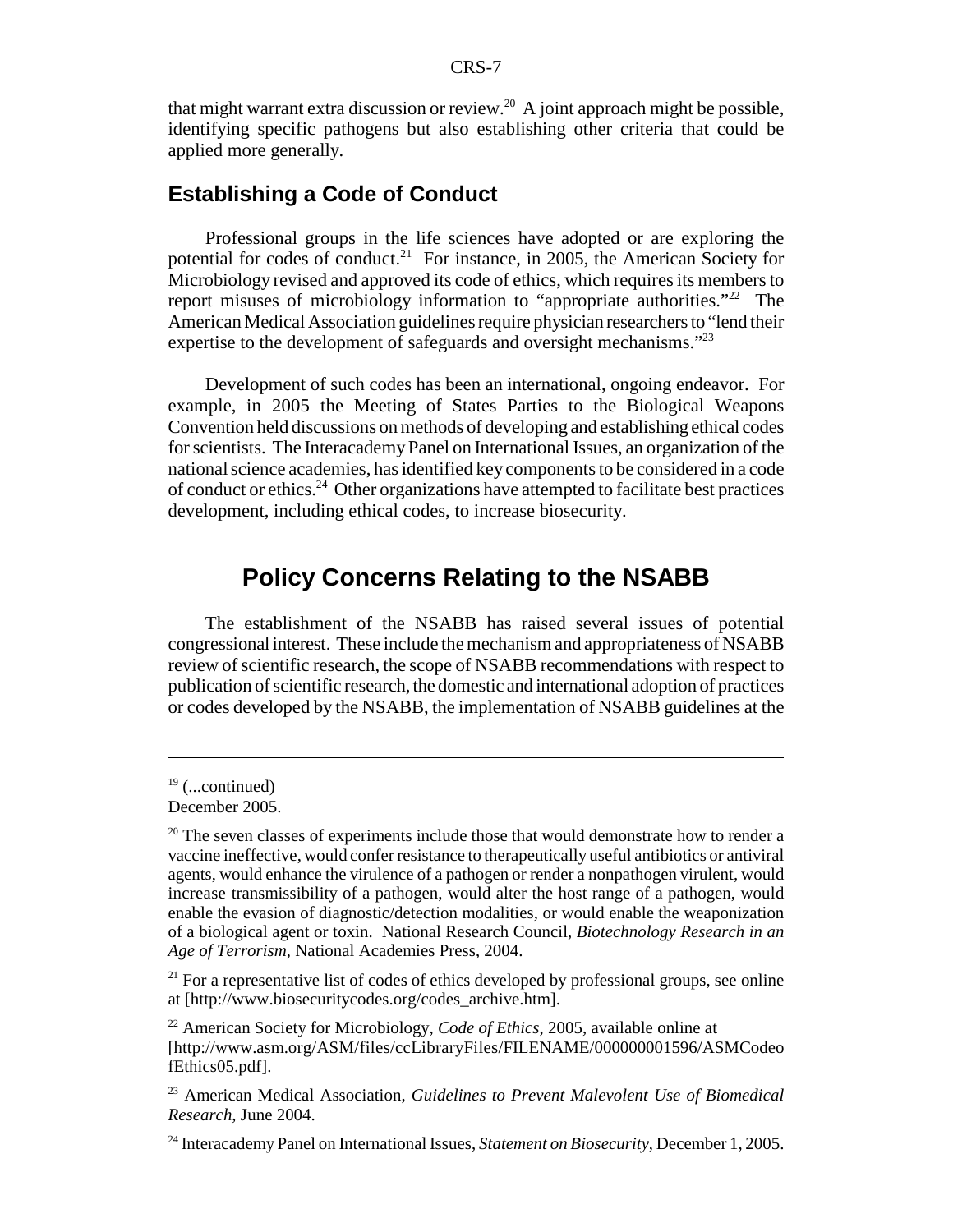that might warrant extra discussion or review.[20] A joint approach might be possible, identifying specific pathogens but also establishing other criteria that could be applied more generally.

### Establishing a Code of Conduct

Professional groups in the life sciences have adopted or are exploring the potential for codes of conduct.[21] For instance, in 2005, the American Society for Microbiology revised and approved its code of ethics, which requires its members to report misuses of microbiology information to "appropriate authorities."[22] The American Medical Association guidelines require physician researchers to "lend their expertise to the development of safeguards and oversight mechanisms."[23]

Development of such codes has been an international, ongoing endeavor. For example, in 2005 the Meeting of States Parties to the Biological Weapons Convention held discussions on methods of developing and establishing ethical codes for scientists. The Interacademy Panel on International Issues, an organization of the national science academies, has identified key components to be considered in a code of conduct or ethics.[24] Other organizations have attempted to facilitate best practices development, including ethical codes, to increase biosecurity.

## Policy Concerns Relating to the NSABB

The establishment of the NSABB has raised several issues of potential congressional interest. These include the mechanism and appropriateness of NSABB review of scientific research, the scope of NSABB recommendations with respect to publication of scientific research, the domestic and international adoption of practices or codes developed by the NSABB, the implementation of NSABB guidelines at the

---

[19] (...continued) December 2005.

[20] The seven classes of experiments include those that would demonstrate how to render a vaccine ineffective, would confer resistance to therapeutically useful antibiotics or antiviral agents, would enhance the virulence of a pathogen or render a nonpathogen virulent, would increase transmissibility of a pathogen, would alter the host range of a pathogen, would enable the evasion of diagnostic/detection modalities, or would enable the weaponization of a biological agent or toxin. National Research Council, *Biotechnology Research in an Age of Terrorism*, National Academies Press, 2004.

[21] For a representative list of codes of ethics developed by professional groups, see online at [http://www.biosecuritycodes.org/codes_archive.htm].

[22] American Society for Microbiology, *Code of Ethics*, 2005, available online at [http://www.asm.org/ASM/files/ccLibraryFiles/FILENAME/000000001596/ASMCodeofEthics05.pdf].

[23] American Medical Association, *Guidelines to Prevent Malevolent Use of Biomedical Research*, June 2004.

[24] Interacademy Panel on International Issues, *Statement on Biosecurity*, December 1, 2005.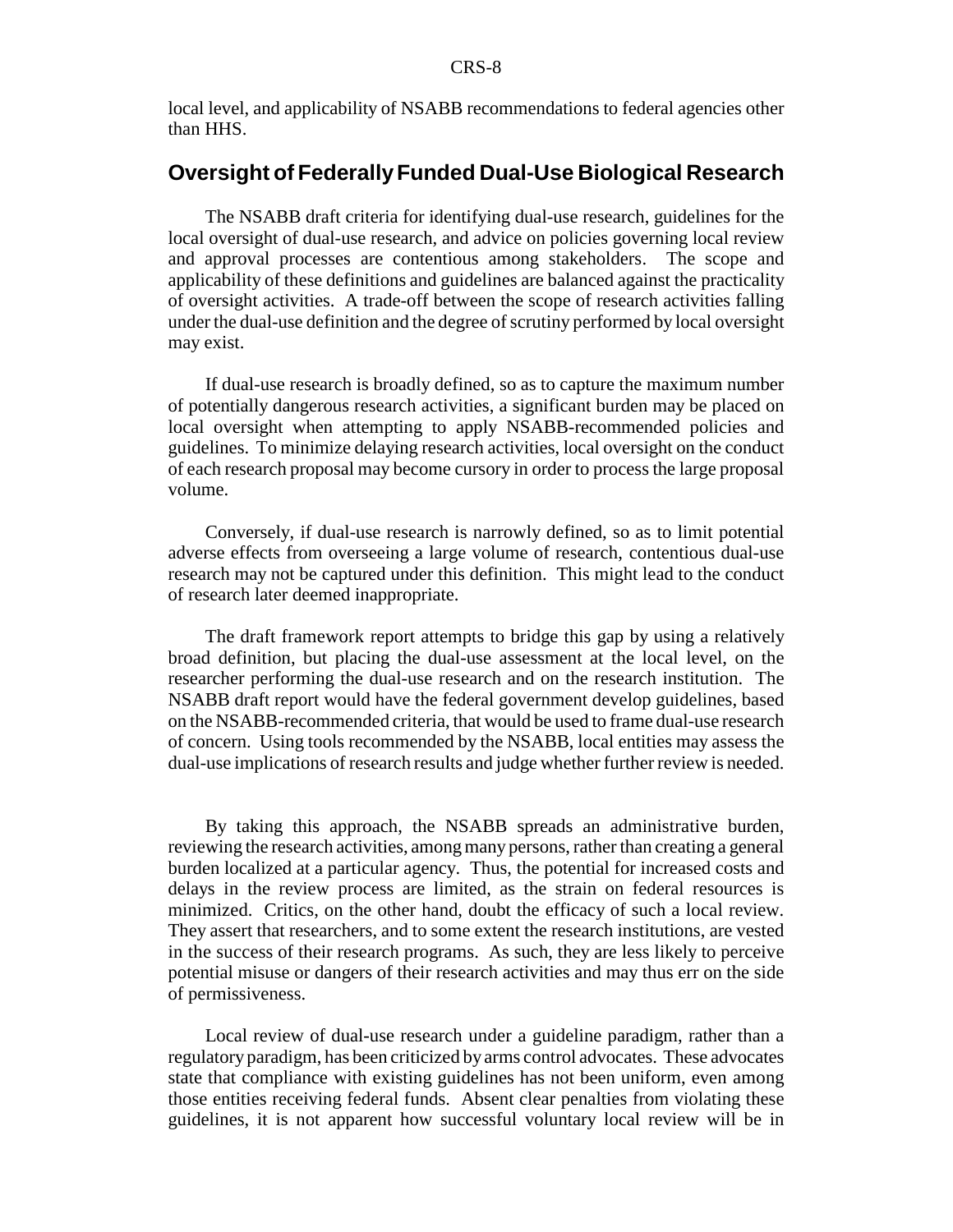local level, and applicability of NSABB recommendations to federal agencies other than HHS.

## Oversight of Federally Funded Dual-Use Biological Research

The NSABB draft criteria for identifying dual-use research, guidelines for the local oversight of dual-use research, and advice on policies governing local review and approval processes are contentious among stakeholders. The scope and applicability of these definitions and guidelines are balanced against the practicality of oversight activities. A trade-off between the scope of research activities falling under the dual-use definition and the degree of scrutiny performed by local oversight may exist.

If dual-use research is broadly defined, so as to capture the maximum number of potentially dangerous research activities, a significant burden may be placed on local oversight when attempting to apply NSABB-recommended policies and guidelines. To minimize delaying research activities, local oversight on the conduct of each research proposal may become cursory in order to process the large proposal volume.

Conversely, if dual-use research is narrowly defined, so as to limit potential adverse effects from overseeing a large volume of research, contentious dual-use research may not be captured under this definition. This might lead to the conduct of research later deemed inappropriate.

The draft framework report attempts to bridge this gap by using a relatively broad definition, but placing the dual-use assessment at the local level, on the researcher performing the dual-use research and on the research institution. The NSABB draft report would have the federal government develop guidelines, based on the NSABB-recommended criteria, that would be used to frame dual-use research of concern. Using tools recommended by the NSABB, local entities may assess the dual-use implications of research results and judge whether further review is needed.

By taking this approach, the NSABB spreads an administrative burden, reviewing the research activities, among many persons, rather than creating a general burden localized at a particular agency. Thus, the potential for increased costs and delays in the review process are limited, as the strain on federal resources is minimized. Critics, on the other hand, doubt the efficacy of such a local review. They assert that researchers, and to some extent the research institutions, are vested in the success of their research programs. As such, they are less likely to perceive potential misuse or dangers of their research activities and may thus err on the side of permissiveness.

Local review of dual-use research under a guideline paradigm, rather than a regulatory paradigm, has been criticized by arms control advocates. These advocates state that compliance with existing guidelines has not been uniform, even among those entities receiving federal funds. Absent clear penalties from violating these guidelines, it is not apparent how successful voluntary local review will be in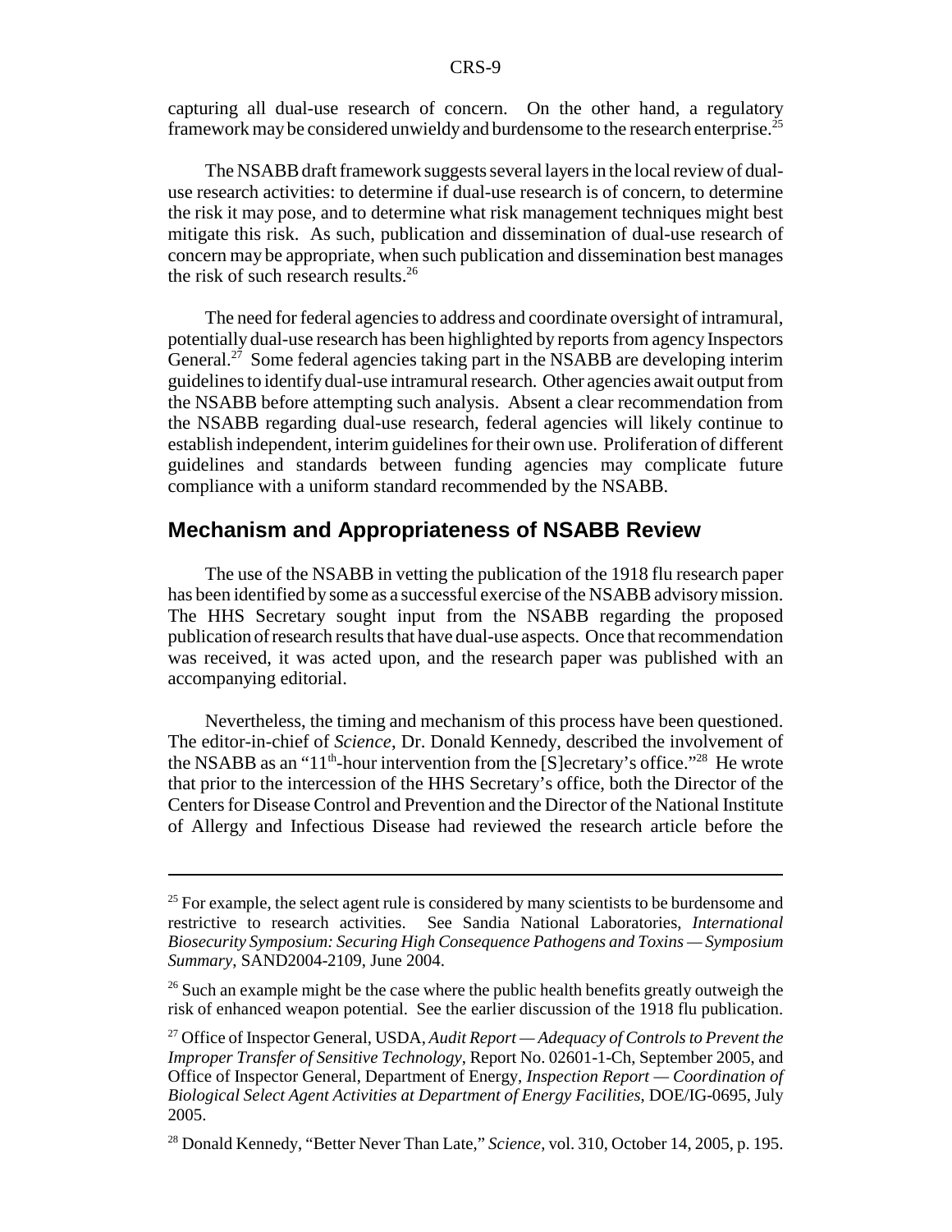capturing all dual-use research of concern. On the other hand, a regulatory framework may be considered unwieldy and burdensome to the research enterprise.[25]

The NSABB draft framework suggests several layers in the local review of dual-use research activities: to determine if dual-use research is of concern, to determine the risk it may pose, and to determine what risk management techniques might best mitigate this risk. As such, publication and dissemination of dual-use research of concern may be appropriate, when such publication and dissemination best manages the risk of such research results.[26]

The need for federal agencies to address and coordinate oversight of intramural, potentially dual-use research has been highlighted by reports from agency Inspectors General.[27] Some federal agencies taking part in the NSABB are developing interim guidelines to identify dual-use intramural research. Other agencies await output from the NSABB before attempting such analysis. Absent a clear recommendation from the NSABB regarding dual-use research, federal agencies will likely continue to establish independent, interim guidelines for their own use. Proliferation of different guidelines and standards between funding agencies may complicate future compliance with a uniform standard recommended by the NSABB.

## Mechanism and Appropriateness of NSABB Review

The use of the NSABB in vetting the publication of the 1918 flu research paper has been identified by some as a successful exercise of the NSABB advisory mission. The HHS Secretary sought input from the NSABB regarding the proposed publication of research results that have dual-use aspects. Once that recommendation was received, it was acted upon, and the research paper was published with an accompanying editorial.

Nevertheless, the timing and mechanism of this process have been questioned. The editor-in-chief of *Science*, Dr. Donald Kennedy, described the involvement of the NSABB as an "11th-hour intervention from the [S]ecretary's office."[28] He wrote that prior to the intercession of the HHS Secretary's office, both the Director of the Centers for Disease Control and Prevention and the Director of the National Institute of Allergy and Infectious Disease had reviewed the research article before the

---

[25] For example, the select agent rule is considered by many scientists to be burdensome and restrictive to research activities. See Sandia National Laboratories, *International Biosecurity Symposium: Securing High Consequence Pathogens and Toxins — Symposium Summary*, SAND2004-2109, June 2004.

[26] Such an example might be the case where the public health benefits greatly outweigh the risk of enhanced weapon potential. See the earlier discussion of the 1918 flu publication.

[27] Office of Inspector General, USDA, *Audit Report — Adequacy of Controls to Prevent the Improper Transfer of Sensitive Technology*, Report No. 02601-1-Ch, September 2005, and Office of Inspector General, Department of Energy, *Inspection Report — Coordination of Biological Select Agent Activities at Department of Energy Facilities*, DOE/IG-0695, July 2005.

[28] Donald Kennedy, "Better Never Than Late," *Science*, vol. 310, October 14, 2005, p. 195.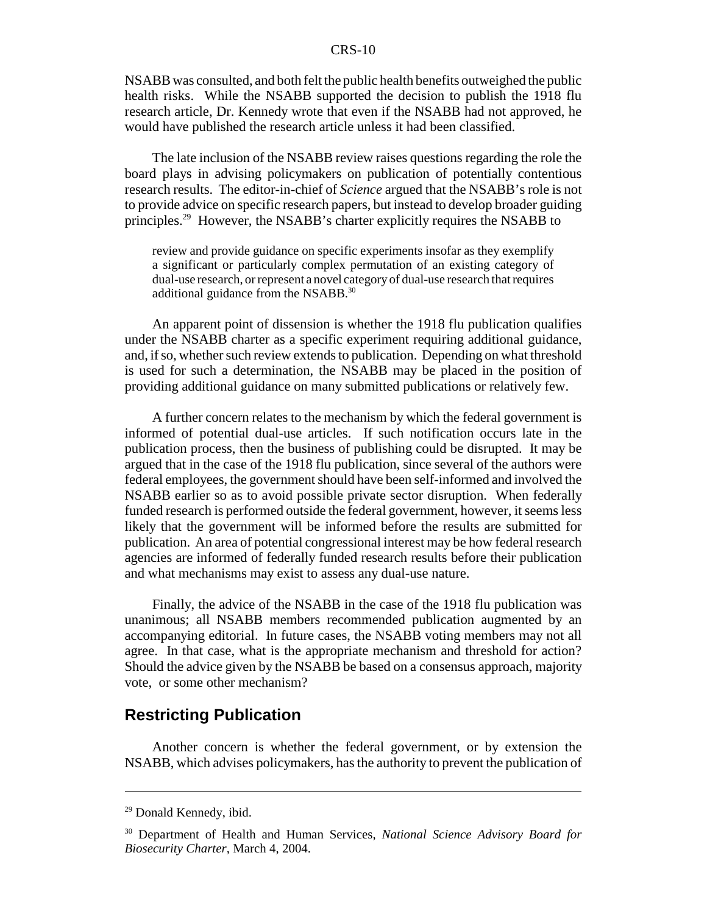NSABB was consulted, and both felt the public health benefits outweighed the public health risks. While the NSABB supported the decision to publish the 1918 flu research article, Dr. Kennedy wrote that even if the NSABB had not approved, he would have published the research article unless it had been classified.

The late inclusion of the NSABB review raises questions regarding the role the board plays in advising policymakers on publication of potentially contentious research results. The editor-in-chief of *Science* argued that the NSABB's role is not to provide advice on specific research papers, but instead to develop broader guiding principles.[29] However, the NSABB's charter explicitly requires the NSABB to

> review and provide guidance on specific experiments insofar as they exemplify a significant or particularly complex permutation of an existing category of dual-use research, or represent a novel category of dual-use research that requires additional guidance from the NSABB.[30]

An apparent point of dissension is whether the 1918 flu publication qualifies under the NSABB charter as a specific experiment requiring additional guidance, and, if so, whether such review extends to publication. Depending on what threshold is used for such a determination, the NSABB may be placed in the position of providing additional guidance on many submitted publications or relatively few.

A further concern relates to the mechanism by which the federal government is informed of potential dual-use articles. If such notification occurs late in the publication process, then the business of publishing could be disrupted. It may be argued that in the case of the 1918 flu publication, since several of the authors were federal employees, the government should have been self-informed and involved the NSABB earlier so as to avoid possible private sector disruption. When federally funded research is performed outside the federal government, however, it seems less likely that the government will be informed before the results are submitted for publication. An area of potential congressional interest may be how federal research agencies are informed of federally funded research results before their publication and what mechanisms may exist to assess any dual-use nature.

Finally, the advice of the NSABB in the case of the 1918 flu publication was unanimous; all NSABB members recommended publication augmented by an accompanying editorial. In future cases, the NSABB voting members may not all agree. In that case, what is the appropriate mechanism and threshold for action? Should the advice given by the NSABB be based on a consensus approach, majority vote, or some other mechanism?

## Restricting Publication

Another concern is whether the federal government, or by extension the NSABB, which advises policymakers, has the authority to prevent the publication of

---

[29] Donald Kennedy, ibid.

[30] Department of Health and Human Services, *National Science Advisory Board for Biosecurity Charter*, March 4, 2004.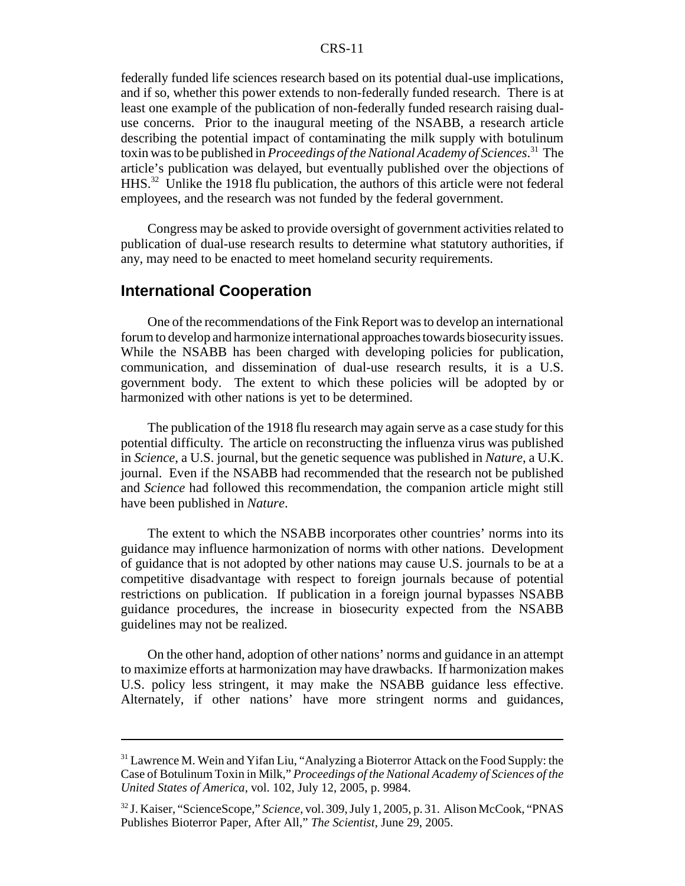federally funded life sciences research based on its potential dual-use implications, and if so, whether this power extends to non-federally funded research. There is at least one example of the publication of non-federally funded research raising dual-use concerns. Prior to the inaugural meeting of the NSABB, a research article describing the potential impact of contaminating the milk supply with botulinum toxin was to be published in *Proceedings of the National Academy of Sciences*.[31] The article's publication was delayed, but eventually published over the objections of HHS.[32] Unlike the 1918 flu publication, the authors of this article were not federal employees, and the research was not funded by the federal government.

Congress may be asked to provide oversight of government activities related to publication of dual-use research results to determine what statutory authorities, if any, may need to be enacted to meet homeland security requirements.

## International Cooperation

One of the recommendations of the Fink Report was to develop an international forum to develop and harmonize international approaches towards biosecurity issues. While the NSABB has been charged with developing policies for publication, communication, and dissemination of dual-use research results, it is a U.S. government body. The extent to which these policies will be adopted by or harmonized with other nations is yet to be determined.

The publication of the 1918 flu research may again serve as a case study for this potential difficulty. The article on reconstructing the influenza virus was published in *Science*, a U.S. journal, but the genetic sequence was published in *Nature*, a U.K. journal. Even if the NSABB had recommended that the research not be published and *Science* had followed this recommendation, the companion article might still have been published in *Nature*.

The extent to which the NSABB incorporates other countries' norms into its guidance may influence harmonization of norms with other nations. Development of guidance that is not adopted by other nations may cause U.S. journals to be at a competitive disadvantage with respect to foreign journals because of potential restrictions on publication. If publication in a foreign journal bypasses NSABB guidance procedures, the increase in biosecurity expected from the NSABB guidelines may not be realized.

On the other hand, adoption of other nations' norms and guidance in an attempt to maximize efforts at harmonization may have drawbacks. If harmonization makes U.S. policy less stringent, it may make the NSABB guidance less effective. Alternately, if other nations' have more stringent norms and guidances,

---

[31] Lawrence M. Wein and Yifan Liu, "Analyzing a Bioterror Attack on the Food Supply: the Case of Botulinum Toxin in Milk," *Proceedings of the National Academy of Sciences of the United States of America*, vol. 102, July 12, 2005, p. 9984.

[32] J. Kaiser, "ScienceScope," *Science*, vol. 309, July 1, 2005, p. 31. Alison McCook, "PNAS Publishes Bioterror Paper, After All," *The Scientist*, June 29, 2005.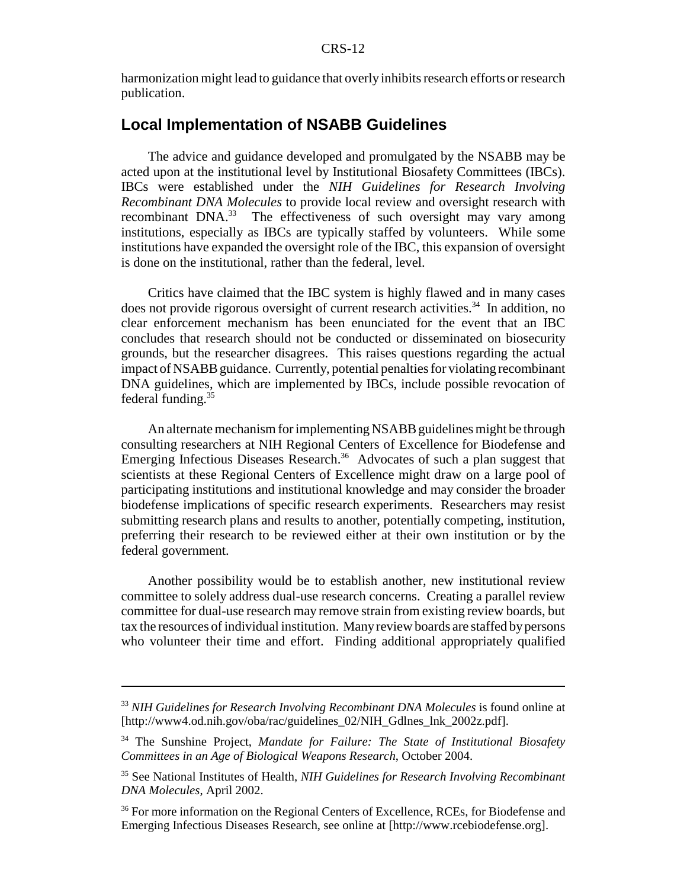harmonization might lead to guidance that overly inhibits research efforts or research publication.

## Local Implementation of NSABB Guidelines

The advice and guidance developed and promulgated by the NSABB may be acted upon at the institutional level by Institutional Biosafety Committees (IBCs). IBCs were established under the *NIH Guidelines for Research Involving Recombinant DNA Molecules* to provide local review and oversight research with recombinant DNA.[33] The effectiveness of such oversight may vary among institutions, especially as IBCs are typically staffed by volunteers. While some institutions have expanded the oversight role of the IBC, this expansion of oversight is done on the institutional, rather than the federal, level.

Critics have claimed that the IBC system is highly flawed and in many cases does not provide rigorous oversight of current research activities.[34] In addition, no clear enforcement mechanism has been enunciated for the event that an IBC concludes that research should not be conducted or disseminated on biosecurity grounds, but the researcher disagrees. This raises questions regarding the actual impact of NSABB guidance. Currently, potential penalties for violating recombinant DNA guidelines, which are implemented by IBCs, include possible revocation of federal funding.[35]

An alternate mechanism for implementing NSABB guidelines might be through consulting researchers at NIH Regional Centers of Excellence for Biodefense and Emerging Infectious Diseases Research.[36] Advocates of such a plan suggest that scientists at these Regional Centers of Excellence might draw on a large pool of participating institutions and institutional knowledge and may consider the broader biodefense implications of specific research experiments. Researchers may resist submitting research plans and results to another, potentially competing, institution, preferring their research to be reviewed either at their own institution or by the federal government.

Another possibility would be to establish another, new institutional review committee to solely address dual-use research concerns. Creating a parallel review committee for dual-use research may remove strain from existing review boards, but tax the resources of individual institution. Many review boards are staffed by persons who volunteer their time and effort. Finding additional appropriately qualified

---

[33] *NIH Guidelines for Research Involving Recombinant DNA Molecules* is found online at [http://www4.od.nih.gov/oba/rac/guidelines_02/NIH_Gdlnes_lnk_2002z.pdf].

[34] The Sunshine Project, *Mandate for Failure: The State of Institutional Biosafety Committees in an Age of Biological Weapons Research*, October 2004.

[35] See National Institutes of Health, *NIH Guidelines for Research Involving Recombinant DNA Molecules*, April 2002.

[36] For more information on the Regional Centers of Excellence, RCEs, for Biodefense and Emerging Infectious Diseases Research, see online at [http://www.rcebiodefense.org].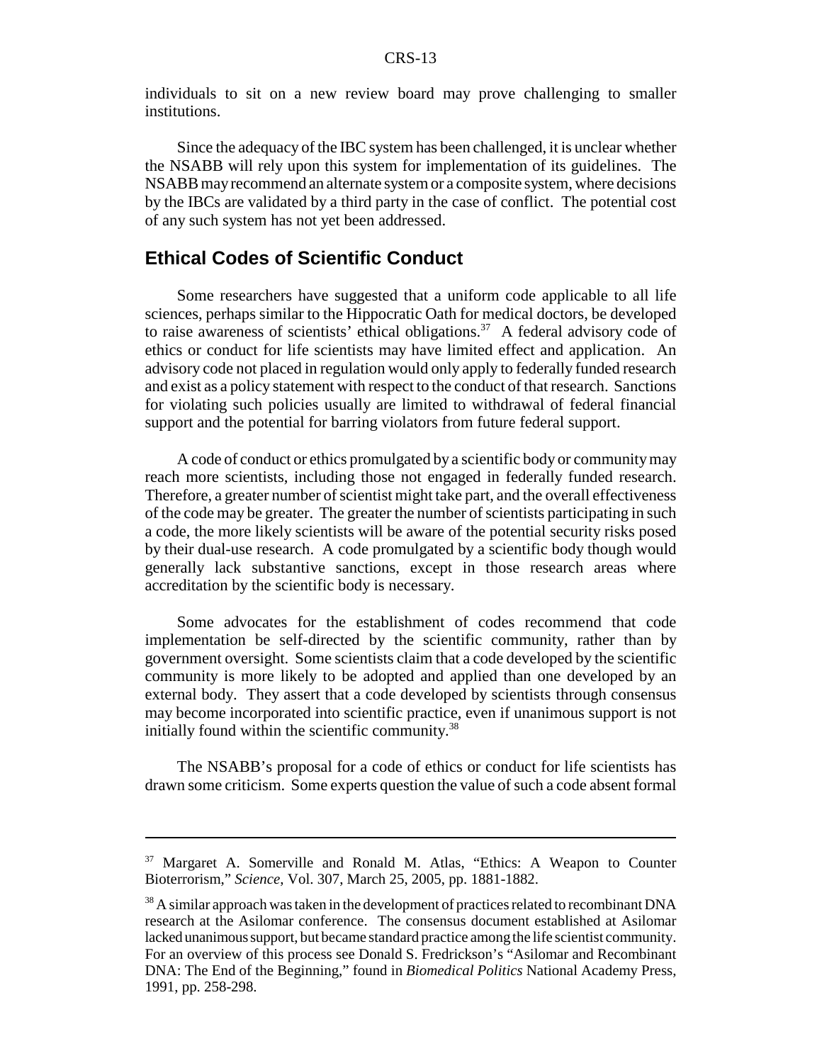individuals to sit on a new review board may prove challenging to smaller institutions.

Since the adequacy of the IBC system has been challenged, it is unclear whether the NSABB will rely upon this system for implementation of its guidelines. The NSABB may recommend an alternate system or a composite system, where decisions by the IBCs are validated by a third party in the case of conflict. The potential cost of any such system has not yet been addressed.

## Ethical Codes of Scientific Conduct

Some researchers have suggested that a uniform code applicable to all life sciences, perhaps similar to the Hippocratic Oath for medical doctors, be developed to raise awareness of scientists' ethical obligations.[37] A federal advisory code of ethics or conduct for life scientists may have limited effect and application. An advisory code not placed in regulation would only apply to federally funded research and exist as a policy statement with respect to the conduct of that research. Sanctions for violating such policies usually are limited to withdrawal of federal financial support and the potential for barring violators from future federal support.

A code of conduct or ethics promulgated by a scientific body or community may reach more scientists, including those not engaged in federally funded research. Therefore, a greater number of scientist might take part, and the overall effectiveness of the code may be greater. The greater the number of scientists participating in such a code, the more likely scientists will be aware of the potential security risks posed by their dual-use research. A code promulgated by a scientific body though would generally lack substantive sanctions, except in those research areas where accreditation by the scientific body is necessary.

Some advocates for the establishment of codes recommend that code implementation be self-directed by the scientific community, rather than by government oversight. Some scientists claim that a code developed by the scientific community is more likely to be adopted and applied than one developed by an external body. They assert that a code developed by scientists through consensus may become incorporated into scientific practice, even if unanimous support is not initially found within the scientific community.[38]

The NSABB's proposal for a code of ethics or conduct for life scientists has drawn some criticism. Some experts question the value of such a code absent formal

---

[37] Margaret A. Somerville and Ronald M. Atlas, "Ethics: A Weapon to Counter Bioterrorism," *Science*, Vol. 307, March 25, 2005, pp. 1881-1882.

[38] A similar approach was taken in the development of practices related to recombinant DNA research at the Asilomar conference. The consensus document established at Asilomar lacked unanimous support, but became standard practice among the life scientist community. For an overview of this process see Donald S. Fredrickson's "Asilomar and Recombinant DNA: The End of the Beginning," found in *Biomedical Politics* National Academy Press, 1991, pp. 258-298.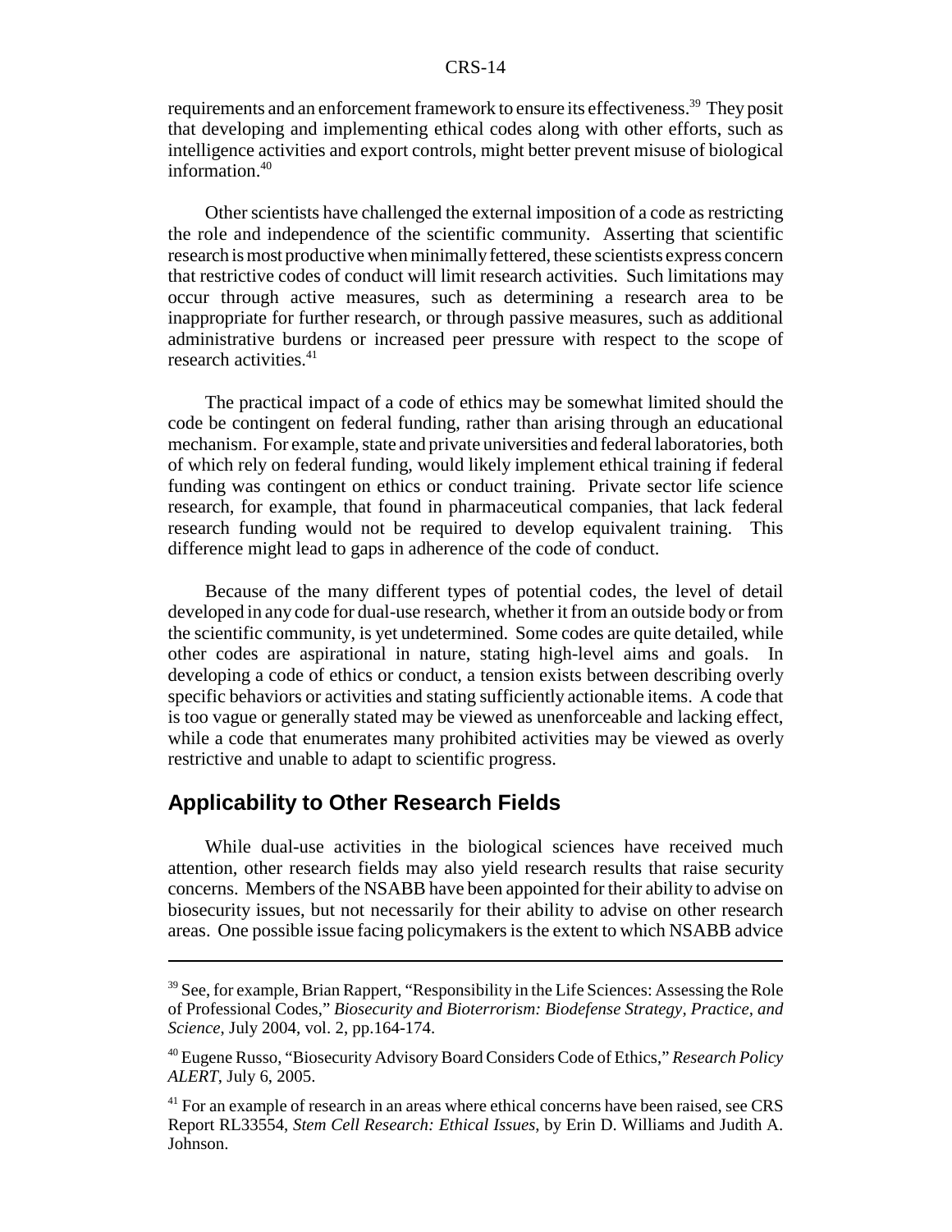requirements and an enforcement framework to ensure its effectiveness.[39] They posit that developing and implementing ethical codes along with other efforts, such as intelligence activities and export controls, might better prevent misuse of biological information.[40]

Other scientists have challenged the external imposition of a code as restricting the role and independence of the scientific community. Asserting that scientific research is most productive when minimally fettered, these scientists express concern that restrictive codes of conduct will limit research activities. Such limitations may occur through active measures, such as determining a research area to be inappropriate for further research, or through passive measures, such as additional administrative burdens or increased peer pressure with respect to the scope of research activities.[41]

The practical impact of a code of ethics may be somewhat limited should the code be contingent on federal funding, rather than arising through an educational mechanism. For example, state and private universities and federal laboratories, both of which rely on federal funding, would likely implement ethical training if federal funding was contingent on ethics or conduct training. Private sector life science research, for example, that found in pharmaceutical companies, that lack federal research funding would not be required to develop equivalent training. This difference might lead to gaps in adherence of the code of conduct.

Because of the many different types of potential codes, the level of detail developed in any code for dual-use research, whether it from an outside body or from the scientific community, is yet undetermined. Some codes are quite detailed, while other codes are aspirational in nature, stating high-level aims and goals. In developing a code of ethics or conduct, a tension exists between describing overly specific behaviors or activities and stating sufficiently actionable items. A code that is too vague or generally stated may be viewed as unenforceable and lacking effect, while a code that enumerates many prohibited activities may be viewed as overly restrictive and unable to adapt to scientific progress.

## Applicability to Other Research Fields

While dual-use activities in the biological sciences have received much attention, other research fields may also yield research results that raise security concerns. Members of the NSABB have been appointed for their ability to advise on biosecurity issues, but not necessarily for their ability to advise on other research areas. One possible issue facing policymakers is the extent to which NSABB advice

---

[39] See, for example, Brian Rappert, "Responsibility in the Life Sciences: Assessing the Role of Professional Codes," *Biosecurity and Bioterrorism: Biodefense Strategy, Practice, and Science*, July 2004, vol. 2, pp.164-174.

[40] Eugene Russo, "Biosecurity Advisory Board Considers Code of Ethics," *Research Policy ALERT*, July 6, 2005.

[41] For an example of research in an areas where ethical concerns have been raised, see CRS Report RL33554, *Stem Cell Research: Ethical Issues*, by Erin D. Williams and Judith A. Johnson.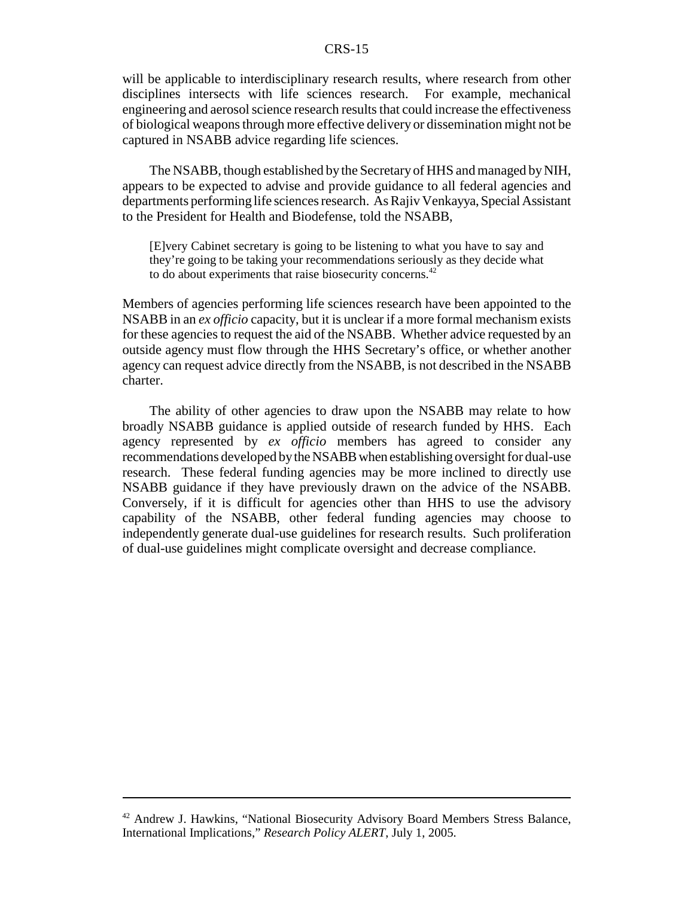will be applicable to interdisciplinary research results, where research from other disciplines intersects with life sciences research. For example, mechanical engineering and aerosol science research results that could increase the effectiveness of biological weapons through more effective delivery or dissemination might not be captured in NSABB advice regarding life sciences.

The NSABB, though established by the Secretary of HHS and managed by NIH, appears to be expected to advise and provide guidance to all federal agencies and departments performing life sciences research. As Rajiv Venkayya, Special Assistant to the President for Health and Biodefense, told the NSABB,

> [E]very Cabinet secretary is going to be listening to what you have to say and they're going to be taking your recommendations seriously as they decide what to do about experiments that raise biosecurity concerns.[42]

Members of agencies performing life sciences research have been appointed to the NSABB in an *ex officio* capacity, but it is unclear if a more formal mechanism exists for these agencies to request the aid of the NSABB. Whether advice requested by an outside agency must flow through the HHS Secretary's office, or whether another agency can request advice directly from the NSABB, is not described in the NSABB charter.

The ability of other agencies to draw upon the NSABB may relate to how broadly NSABB guidance is applied outside of research funded by HHS. Each agency represented by *ex officio* members has agreed to consider any recommendations developed by the NSABB when establishing oversight for dual-use research. These federal funding agencies may be more inclined to directly use NSABB guidance if they have previously drawn on the advice of the NSABB. Conversely, if it is difficult for agencies other than HHS to use the advisory capability of the NSABB, other federal funding agencies may choose to independently generate dual-use guidelines for research results. Such proliferation of dual-use guidelines might complicate oversight and decrease compliance.

---

[42] Andrew J. Hawkins, "National Biosecurity Advisory Board Members Stress Balance, International Implications," *Research Policy ALERT*, July 1, 2005.